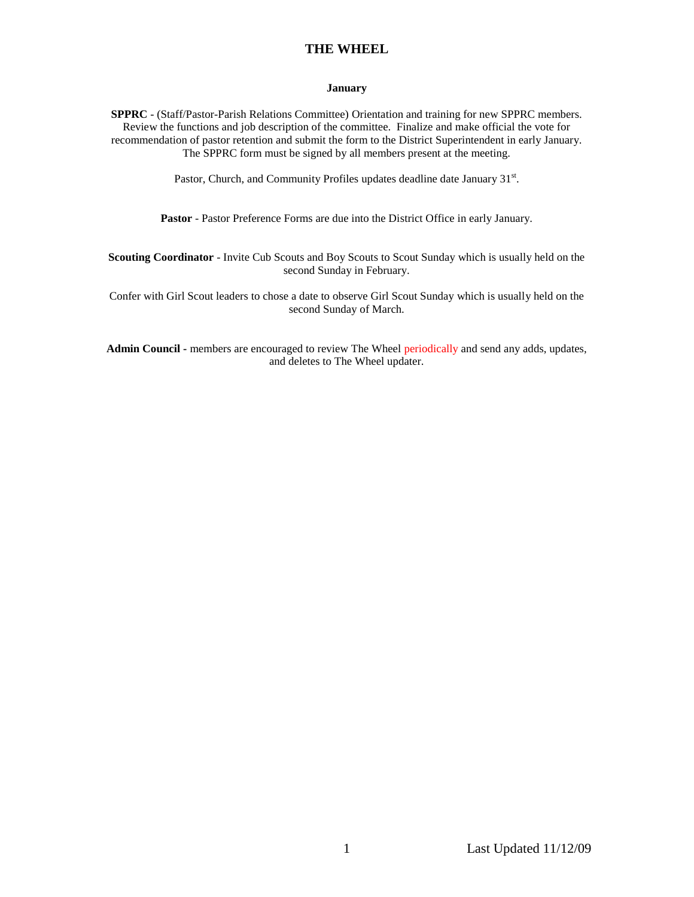# THE WHEEL

## January

**SPPRC** - (Staff/Pastor-Parish Relations Committee) Orientation and training for new SPPRC members. Review the functions and job description of the committee. Finalize and make official the vote for recommendation of pastor retention and submit the form to the District Superintendent in early January. The SPPRC form must be signed by all members present at the meeting.

Pastor, Church, and Community Profiles updates deadline date January 31st.

**Pastor** - Pastor Preference Forms are due into the District Office in early January.

**Scouting Coordinator** - Invite Cub Scouts and Boy Scouts to Scout Sunday which is usually held on the second Sunday in February.

Confer with Girl Scout leaders to chose a date to observe Girl Scout Sunday which is usually held on the second Sunday of March.

**Admin Council** - members are encouraged to review The Wheel periodically and send any adds, updates, and deletes to The Wheel updater.

Last Updated 11/12/09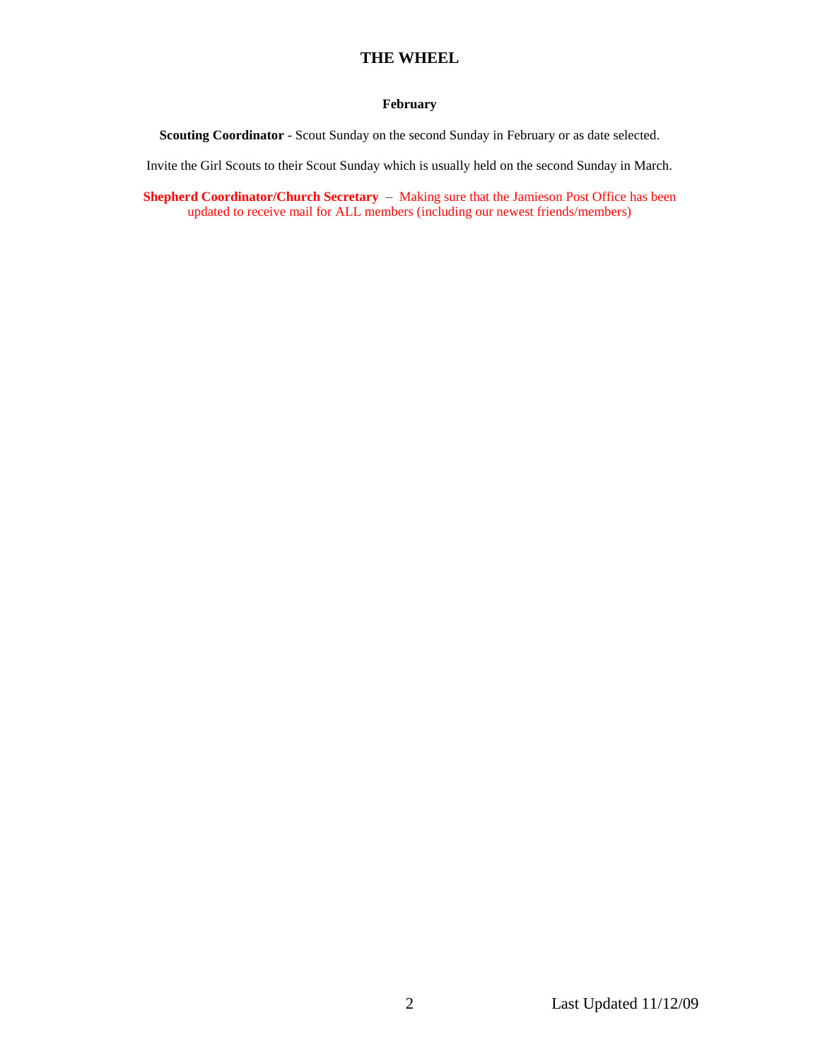# THE WHEEL

### February

**Scouting Coordinator** - Scout Sunday on the second Sunday in February or as date selected.

Invite the Girl Scouts to their Scout Sunday which is usually held on the second Sunday in March.

**Shepherd Coordinator/Church Secretary** – Making sure that the Jamieson Post Office has been updated to receive mail for ALL members (including our newest friends/members)

Last Updated 11/12/09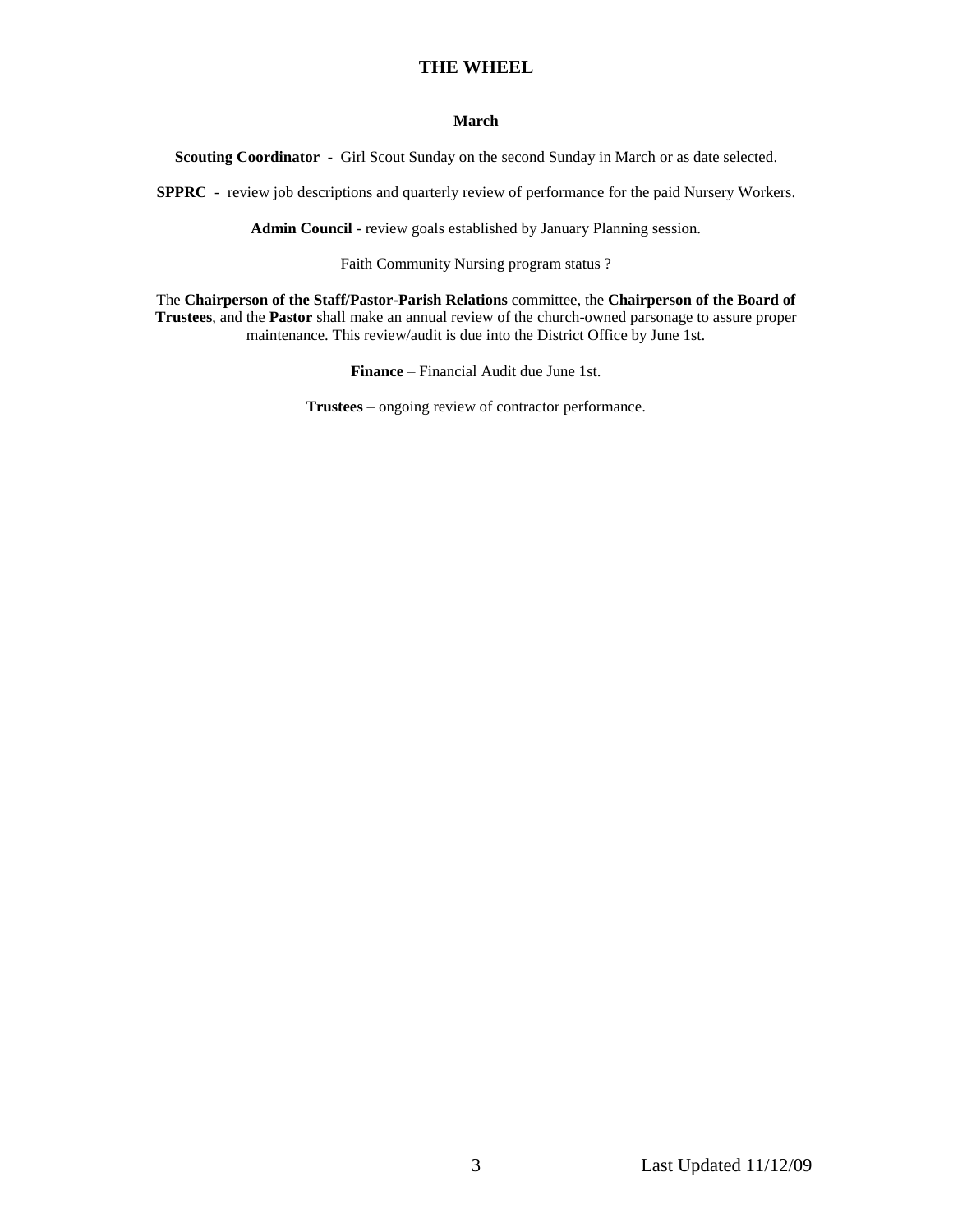# THE WHEEL

### March

**Scouting Coordinator** - Girl Scout Sunday on the second Sunday in March or as date selected.

**SPPRC** - review job descriptions and quarterly review of performance for the paid Nursery Workers.

**Admin Council** - review goals established by January Planning session.

Faith Community Nursing program status ?

The **Chairperson of the Staff/Pastor-Parish Relations** committee, the **Chairperson of the Board of Trustees**, and the **Pastor** shall make an annual review of the church-owned parsonage to assure proper maintenance. This review/audit is due into the District Office by June 1st.

**Finance** – Financial Audit due June 1st.

**Trustees** – ongoing review of contractor performance.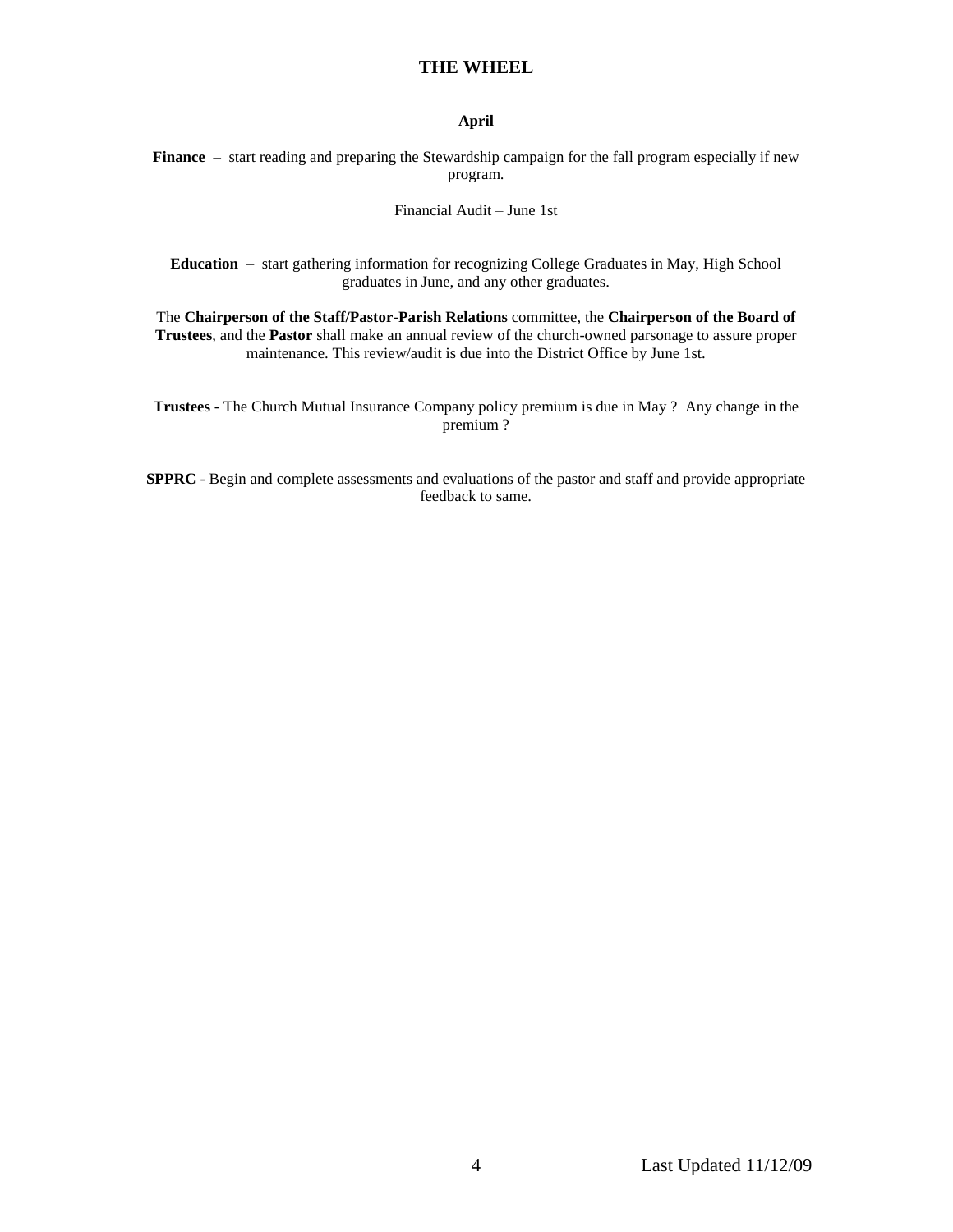# THE WHEEL

## April

**Finance** – start reading and preparing the Stewardship campaign for the fall program especially if new program.

Financial Audit – June 1st

**Education** – start gathering information for recognizing College Graduates in May, High School graduates in June, and any other graduates.

The **Chairperson of the Staff/Pastor-Parish Relations** committee, the **Chairperson of the Board of Trustees**, and the **Pastor** shall make an annual review of the church-owned parsonage to assure proper maintenance. This review/audit is due into the District Office by June 1st.

**Trustees** - The Church Mutual Insurance Company policy premium is due in May ? Any change in the premium ?

**SPPRC** - Begin and complete assessments and evaluations of the pastor and staff and provide appropriate feedback to same.

Last Updated 11/12/09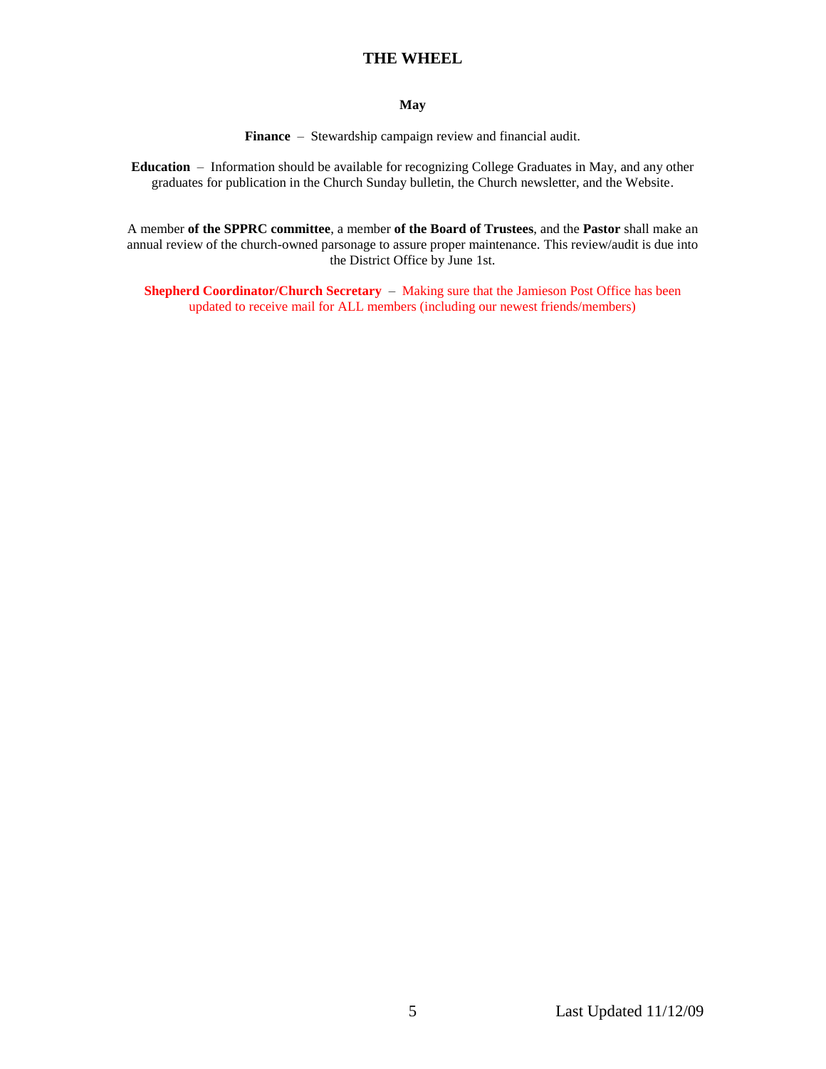# THE WHEEL

**May**

**Finance** – Stewardship campaign review and financial audit.

**Education** – Information should be available for recognizing College Graduates in May, and any other graduates for publication in the Church Sunday bulletin, the Church newsletter, and the Website.

A member **of the SPPRC committee**, a member **of the Board of Trustees**, and the **Pastor** shall make an annual review of the church-owned parsonage to assure proper maintenance. This review/audit is due into the District Office by June 1st.

**Shepherd Coordinator/Church Secretary** – Making sure that the Jamieson Post Office has been updated to receive mail for ALL members (including our newest friends/members)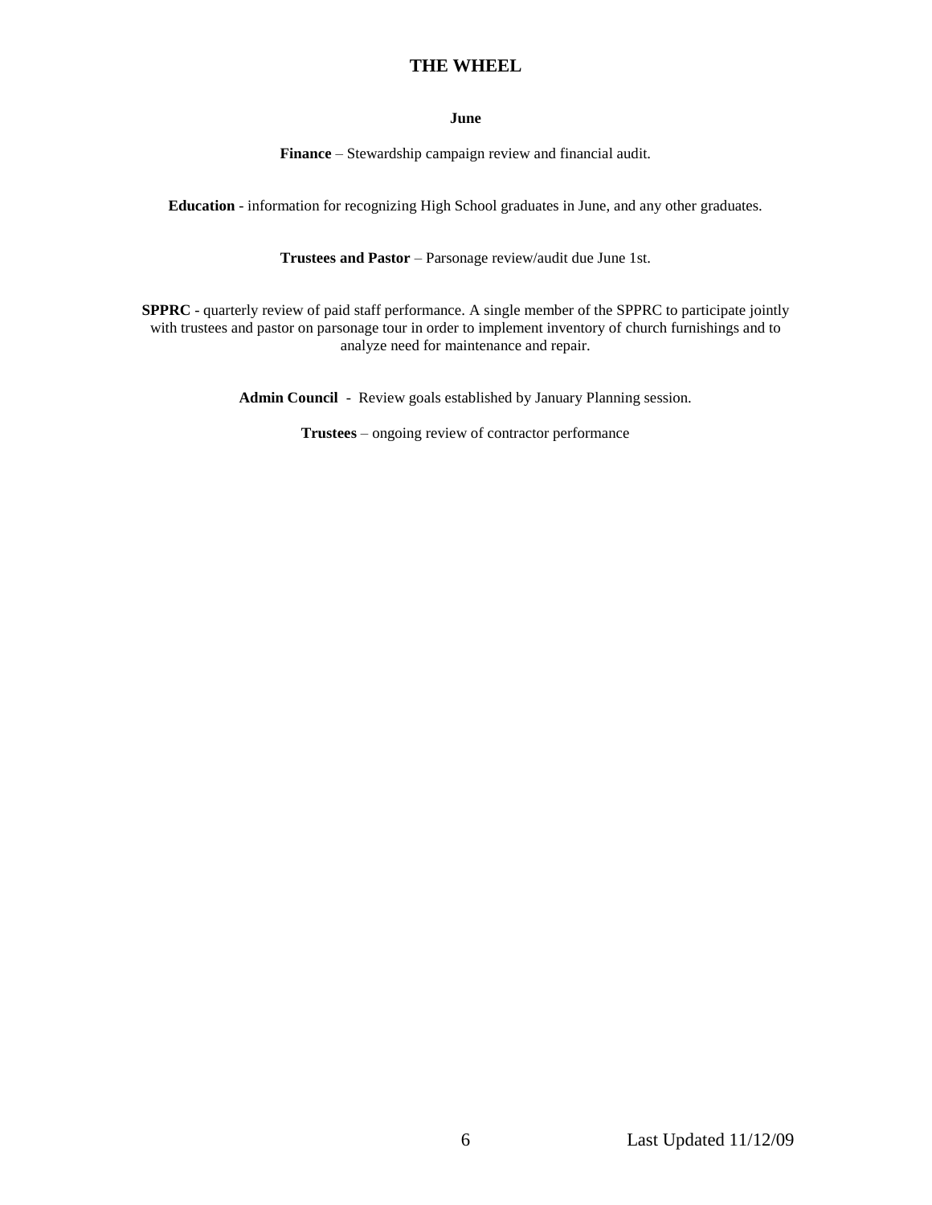# THE WHEEL

**June**

**Finance** – Stewardship campaign review and financial audit.

**Education** - information for recognizing High School graduates in June, and any other graduates.

**Trustees and Pastor** – Parsonage review/audit due June 1st.

**SPPRC** - quarterly review of paid staff performance. A single member of the SPPRC to participate jointly with trustees and pastor on parsonage tour in order to implement inventory of church furnishings and to analyze need for maintenance and repair.

**Admin Council** - Review goals established by January Planning session.

**Trustees** – ongoing review of contractor performance

Last Updated 11/12/09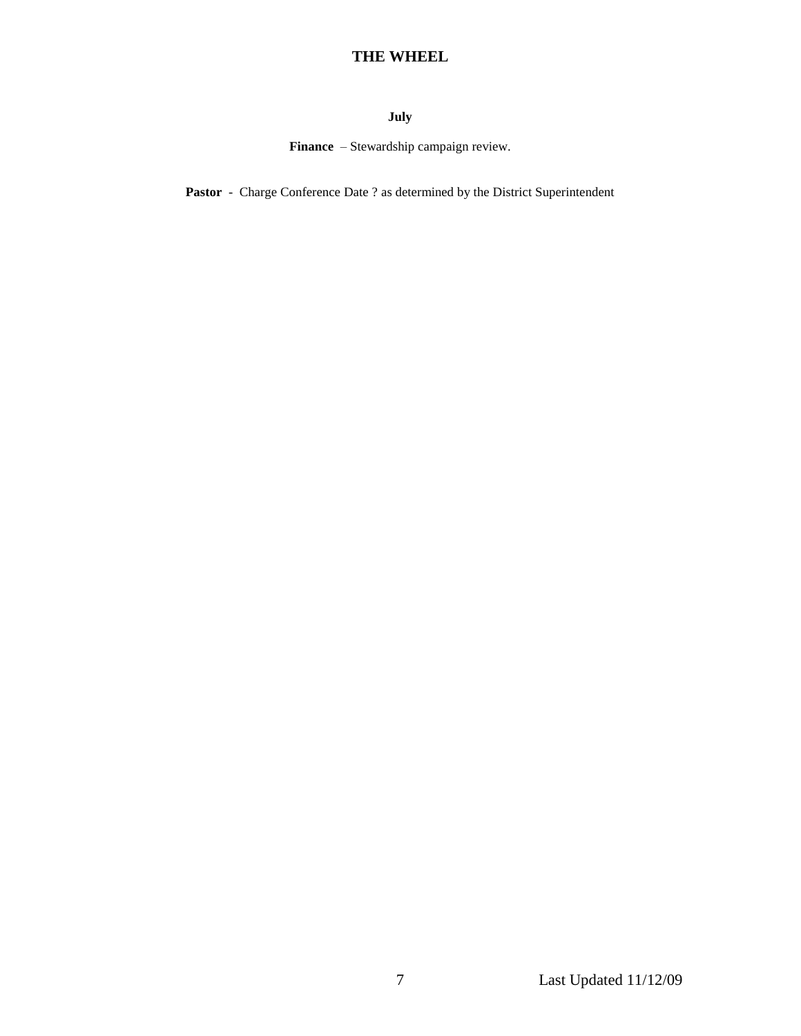# THE WHEEL

**July**

**Finance** – Stewardship campaign review.

**Pastor** - Charge Conference Date ? as determined by the District Superintendent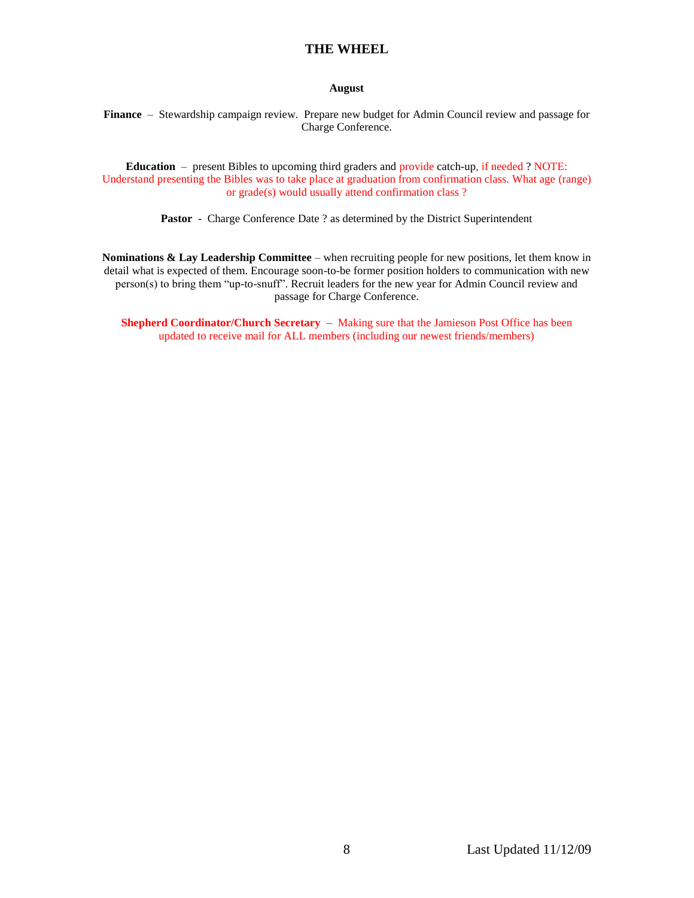# THE WHEEL

## August

**Finance** – Stewardship campaign review. Prepare new budget for Admin Council review and passage for Charge Conference.

**Education** – present Bibles to upcoming third graders and provide catch-up, if needed ? NOTE: Understand presenting the Bibles was to take place at graduation from confirmation class. What age (range) or grade(s) would usually attend confirmation class ?

**Pastor** - Charge Conference Date ? as determined by the District Superintendent

**Nominations & Lay Leadership Committee** – when recruiting people for new positions, let them know in detail what is expected of them. Encourage soon-to-be former position holders to communication with new person(s) to bring them "up-to-snuff". Recruit leaders for the new year for Admin Council review and passage for Charge Conference.

**Shepherd Coordinator/Church Secretary** – Making sure that the Jamieson Post Office has been updated to receive mail for ALL members (including our newest friends/members)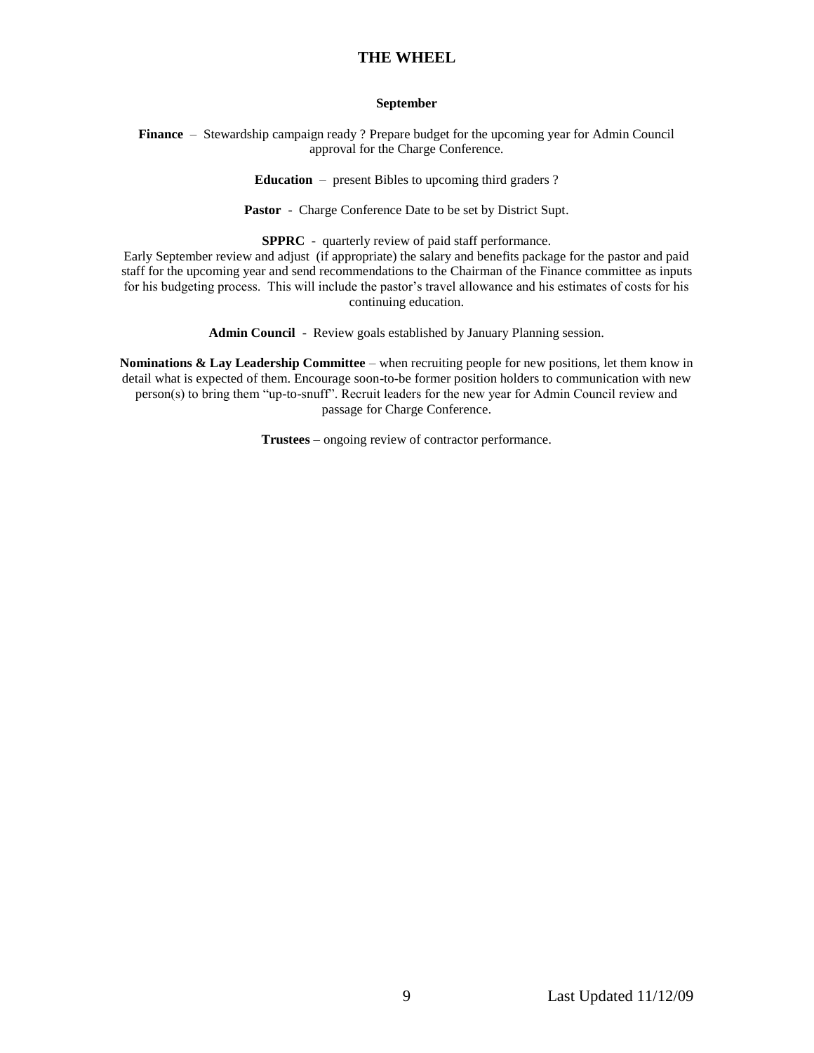# THE WHEEL

### September

**Finance** – Stewardship campaign ready ? Prepare budget for the upcoming year for Admin Council approval for the Charge Conference.

**Education** – present Bibles to upcoming third graders ?

**Pastor** - Charge Conference Date to be set by District Supt.

**SPPRC** - quarterly review of paid staff performance.
Early September review and adjust (if appropriate) the salary and benefits package for the pastor and paid staff for the upcoming year and send recommendations to the Chairman of the Finance committee as inputs for his budgeting process. This will include the pastor's travel allowance and his estimates of costs for his continuing education.

**Admin Council** - Review goals established by January Planning session.

**Nominations & Lay Leadership Committee** – when recruiting people for new positions, let them know in detail what is expected of them. Encourage soon-to-be former position holders to communication with new person(s) to bring them "up-to-snuff". Recruit leaders for the new year for Admin Council review and passage for Charge Conference.

**Trustees** – ongoing review of contractor performance.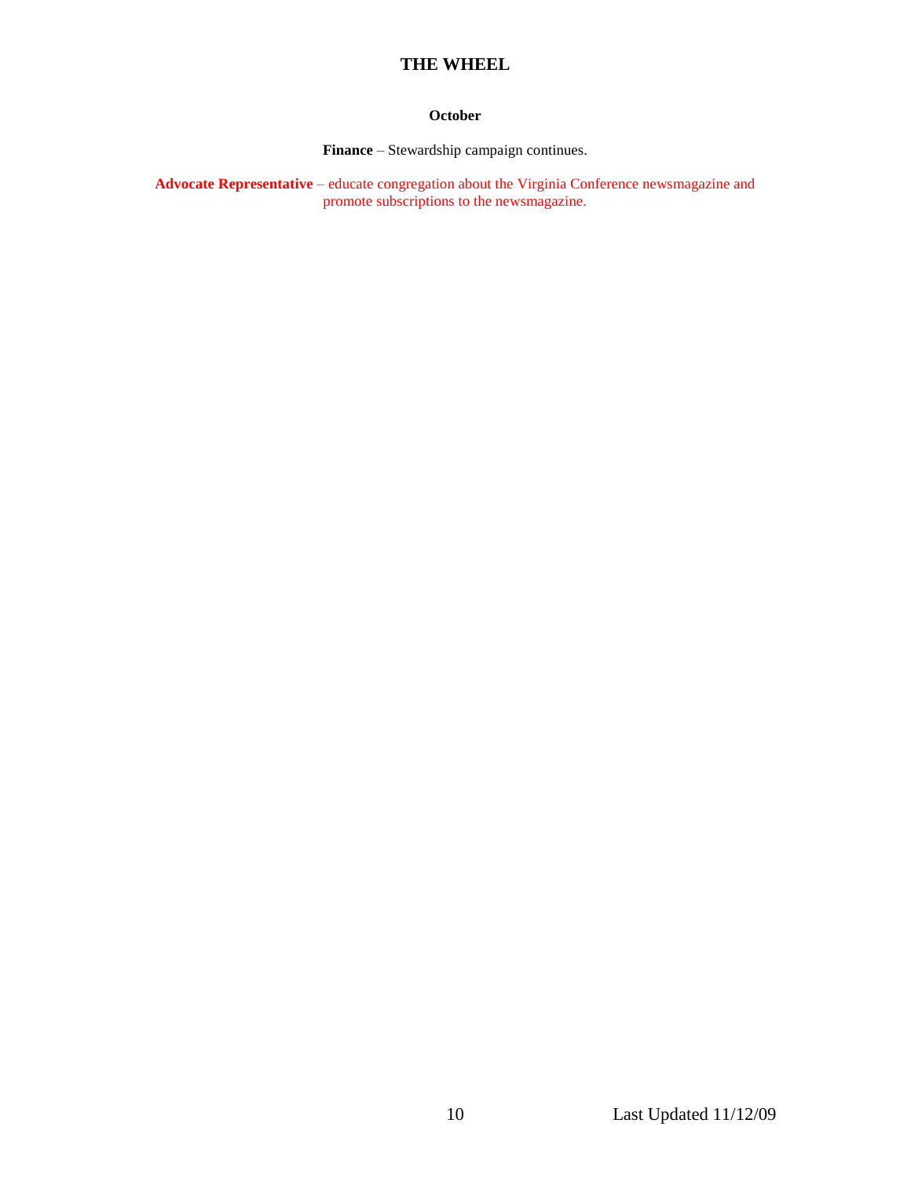# THE WHEEL

**October**

**Finance** – Stewardship campaign continues.

**Advocate Representative** – educate congregation about the Virginia Conference newsmagazine and promote subscriptions to the newsmagazine.

Last Updated 11/12/09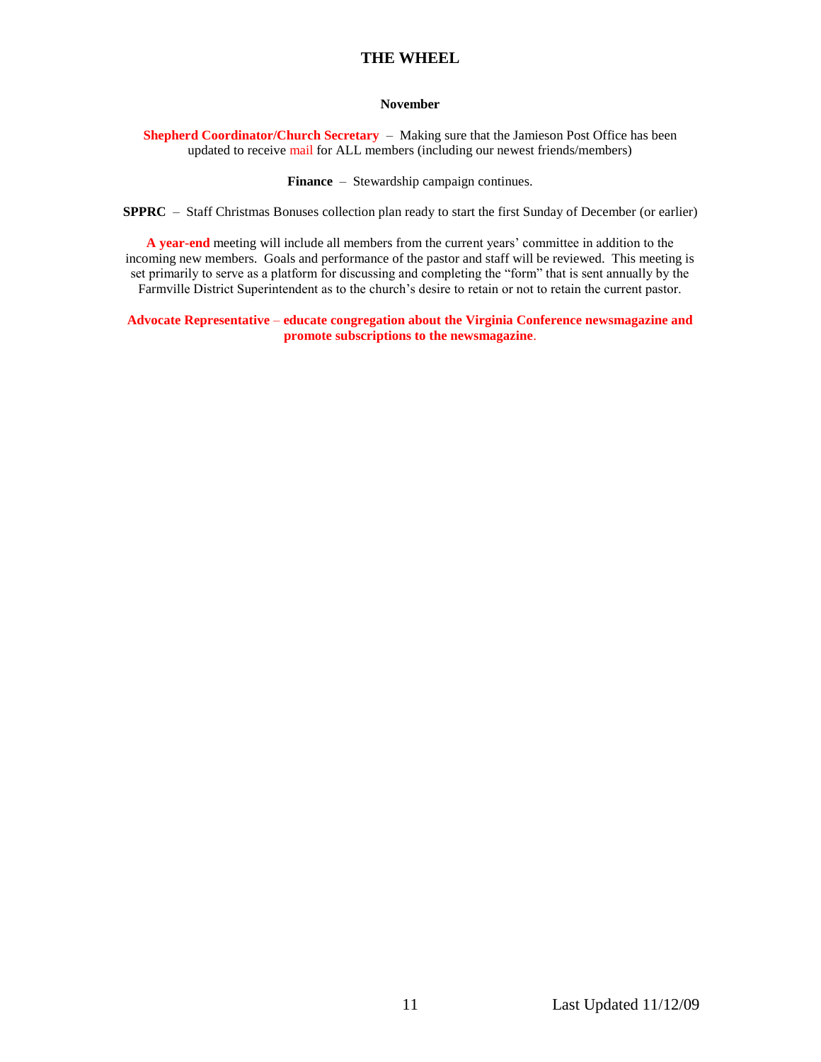# THE WHEEL

**November**

**Shepherd Coordinator/Church Secretary** – Making sure that the Jamieson Post Office has been updated to receive mail for ALL members (including our newest friends/members)

**Finance** – Stewardship campaign continues.

**SPPRC** – Staff Christmas Bonuses collection plan ready to start the first Sunday of December (or earlier)

**A year-end** meeting will include all members from the current years' committee in addition to the incoming new members. Goals and performance of the pastor and staff will be reviewed. This meeting is set primarily to serve as a platform for discussing and completing the "form" that is sent annually by the Farmville District Superintendent as to the church's desire to retain or not to retain the current pastor.

**Advocate Representative** – **educate congregation about the Virginia Conference newsmagazine and promote subscriptions to the newsmagazine**.

Last Updated 11/12/09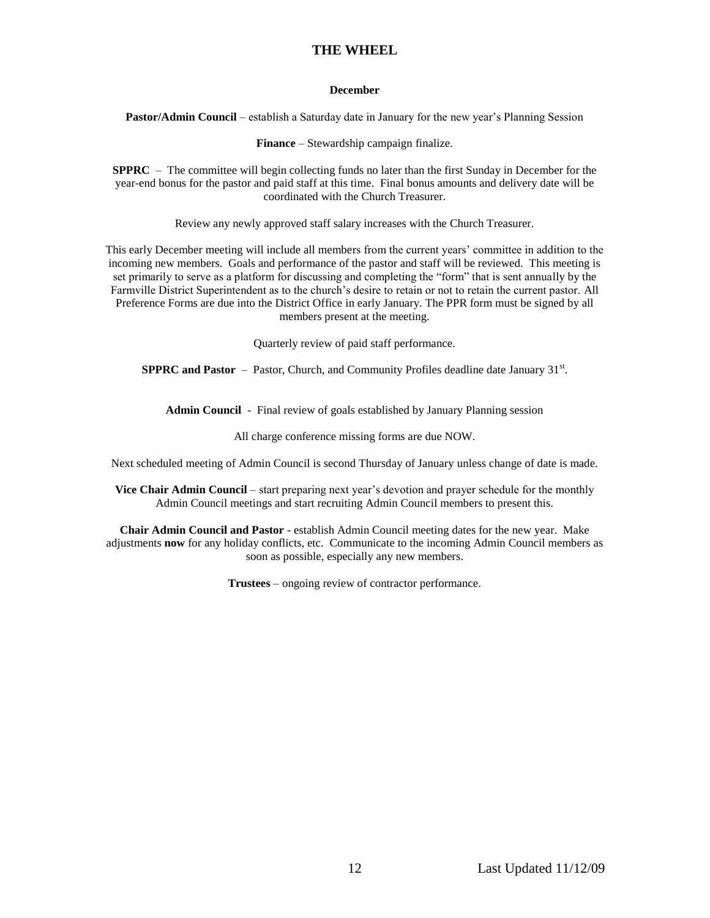# THE WHEEL

## December

**Pastor/Admin Council** – establish a Saturday date in January for the new year's Planning Session

**Finance** – Stewardship campaign finalize.

**SPPRC** – The committee will begin collecting funds no later than the first Sunday in December for the year-end bonus for the pastor and paid staff at this time. Final bonus amounts and delivery date will be coordinated with the Church Treasurer.

Review any newly approved staff salary increases with the Church Treasurer.

This early December meeting will include all members from the current years' committee in addition to the incoming new members. Goals and performance of the pastor and staff will be reviewed. This meeting is set primarily to serve as a platform for discussing and completing the "form" that is sent annually by the Farmville District Superintendent as to the church's desire to retain or not to retain the current pastor. All Preference Forms are due into the District Office in early January. The PPR form must be signed by all members present at the meeting.

Quarterly review of paid staff performance.

**SPPRC and Pastor** – Pastor, Church, and Community Profiles deadline date January 31st.

**Admin Council** - Final review of goals established by January Planning session

All charge conference missing forms are due NOW.

Next scheduled meeting of Admin Council is second Thursday of January unless change of date is made.

**Vice Chair Admin Council** – start preparing next year's devotion and prayer schedule for the monthly Admin Council meetings and start recruiting Admin Council members to present this.

**Chair Admin Council and Pastor** - establish Admin Council meeting dates for the new year. Make adjustments **now** for any holiday conflicts, etc. Communicate to the incoming Admin Council members as soon as possible, especially any new members.

**Trustees** – ongoing review of contractor performance.

Last Updated 11/12/09